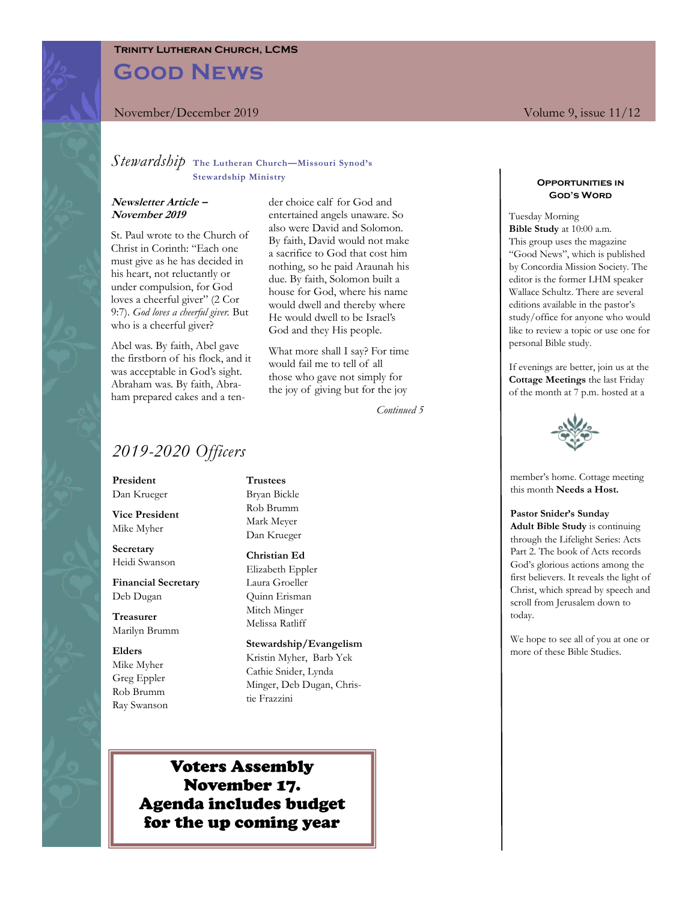**Trinity Lutheran Church, LCMS**

# Good News

November/December 2019 Volume 9, issue 11/12

## *Stewardship* The Lutheran Church—Missouri Synod's Stewardship Ministry

***Newsletter Article – November 2019***

St. Paul wrote to the Church of Christ in Corinth: "Each one must give as he has decided in his heart, not reluctantly or under compulsion, for God loves a cheerful giver" (2 Cor 9:7). *God loves a cheerful giver.* But who is a cheerful giver?

Abel was. By faith, Abel gave the firstborn of his flock, and it was acceptable in God's sight. Abraham was. By faith, Abraham prepared cakes and a tender choice calf for God and entertained angels unaware. So also were David and Solomon. By faith, David would not make a sacrifice to God that cost him nothing, so he paid Araunah his due. By faith, Solomon built a house for God, where his name would dwell and thereby where He would dwell to be Israel's God and they His people.

What more shall I say? For time would fail me to tell of all those who gave not simply for the joy of giving but for the joy

*Continued 5*

## *2019-2020 Officers*

**President**
Dan Krueger

**Vice President**
Mike Myher

**Secretary**
Heidi Swanson

**Financial Secretary**
Deb Dugan

**Treasurer**
Marilyn Brumm

**Elders**
Mike Myher
Greg Eppler
Rob Brumm
Ray Swanson

**Trustees**
Bryan Bickle
Rob Brumm
Mark Meyer
Dan Krueger

**Christian Ed**
Elizabeth Eppler
Laura Groeller
Quinn Erisman
Mitch Minger
Melissa Ratliff

**Stewardship/Evangelism**
Kristin Myher, Barb Yek
Cathie Snider, Lynda Minger, Deb Dugan, Christie Frazzini

**Voters Assembly November 17. Agenda includes budget for the up coming year**

### Opportunities in God's Word

Tuesday Morning **Bible Study** at 10:00 a.m. This group uses the magazine "Good News", which is published by Concordia Mission Society. The editor is the former LHM speaker Wallace Schultz. There are several editions available in the pastor's study/office for anyone who would like to review a topic or use one for personal Bible study.

If evenings are better, join us at the **Cottage Meetings** the last Friday of the month at 7 p.m. hosted at a member's home. Cottage meeting this month **Needs a Host.**

**Pastor Snider's Sunday Adult Bible Study** is continuing through the Lifelight Series: Acts Part 2. The book of Acts records God's glorious actions among the first believers. It reveals the light of Christ, which spread by speech and scroll from Jerusalem down to today.

We hope to see all of you at one or more of these Bible Studies.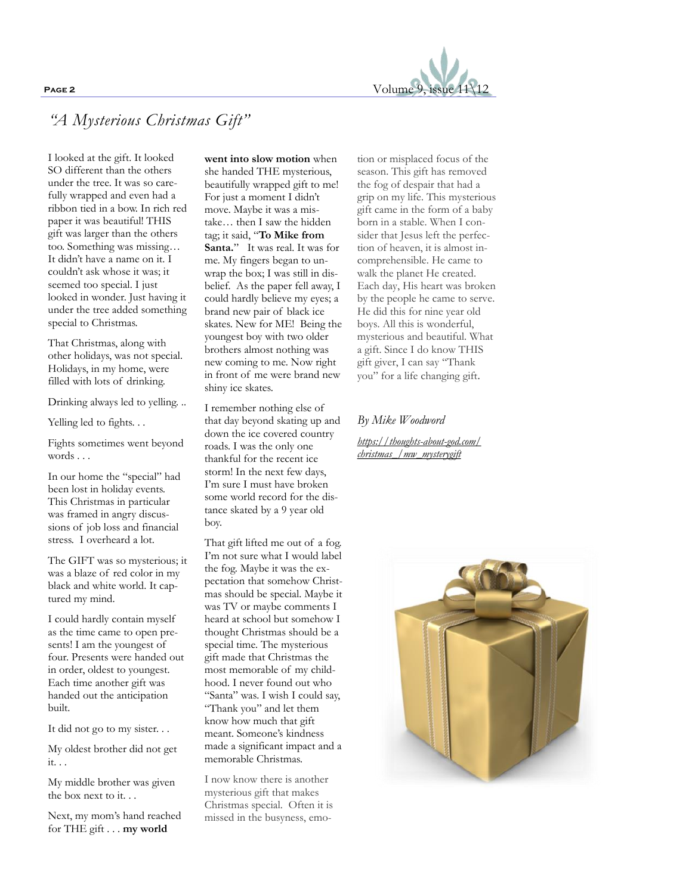## *"A Mysterious Christmas Gift"*

I looked at the gift. It looked SO different than the others under the tree. It was so carefully wrapped and even had a ribbon tied in a bow. In rich red paper it was beautiful! THIS gift was larger than the others too. Something was missing… It didn't have a name on it. I couldn't ask whose it was; it seemed too special. I just looked in wonder. Just having it under the tree added something special to Christmas.

That Christmas, along with other holidays, was not special. Holidays, in my home, were filled with lots of drinking.

Drinking always led to yelling. ..

Yelling led to fights. . .

Fights sometimes went beyond words . . .

In our home the "special" had been lost in holiday events. This Christmas in particular was framed in angry discussions of job loss and financial stress. I overheard a lot.

The GIFT was so mysterious; it was a blaze of red color in my black and white world. It captured my mind.

I could hardly contain myself as the time came to open presents! I am the youngest of four. Presents were handed out in order, oldest to youngest. Each time another gift was handed out the anticipation built.

It did not go to my sister. . .

My oldest brother did not get it. . .

My middle brother was given the box next to it. . .

Next, my mom's hand reached for THE gift . . . **my world went into slow motion** when she handed THE mysterious, beautifully wrapped gift to me! For just a moment I didn't move. Maybe it was a mistake… then I saw the hidden tag; it said, "**To Mike from Santa.**" It was real. It was for me. My fingers began to unwrap the box; I was still in disbelief. As the paper fell away, I could hardly believe my eyes; a brand new pair of black ice skates. New for ME! Being the youngest boy with two older brothers almost nothing was new coming to me. Now right in front of me were brand new shiny ice skates.

I remember nothing else of that day beyond skating up and down the ice covered country roads. I was the only one thankful for the recent ice storm! In the next few days, I'm sure I must have broken some world record for the distance skated by a 9 year old boy.

That gift lifted me out of a fog. I'm not sure what I would label the fog. Maybe it was the expectation that somehow Christmas should be special. Maybe it was TV or maybe comments I heard at school but somehow I thought Christmas should be a special time. The mysterious gift made that Christmas the most memorable of my childhood. I never found out who "Santa" was. I wish I could say, "Thank you" and let them know how much that gift meant. Someone's kindness made a significant impact and a memorable Christmas.

I now know there is another mysterious gift that makes Christmas special. Often it is missed in the busyness, emotion or misplaced focus of the season. This gift has removed the fog of despair that had a grip on my life. This mysterious gift came in the form of a baby born in a stable. When I consider that Jesus left the perfection of heaven, it is almost incomprehensible. He came to walk the planet He created. Each day, His heart was broken by the people he came to serve. He did this for nine year old boys. All this is wonderful, mysterious and beautiful. What a gift. Since I do know THIS gift giver, I can say "Thank you" for a life changing gift.

*By Mike Woodword*

*https://thoughts-about-god.com/christmas_/mw_mysterygift*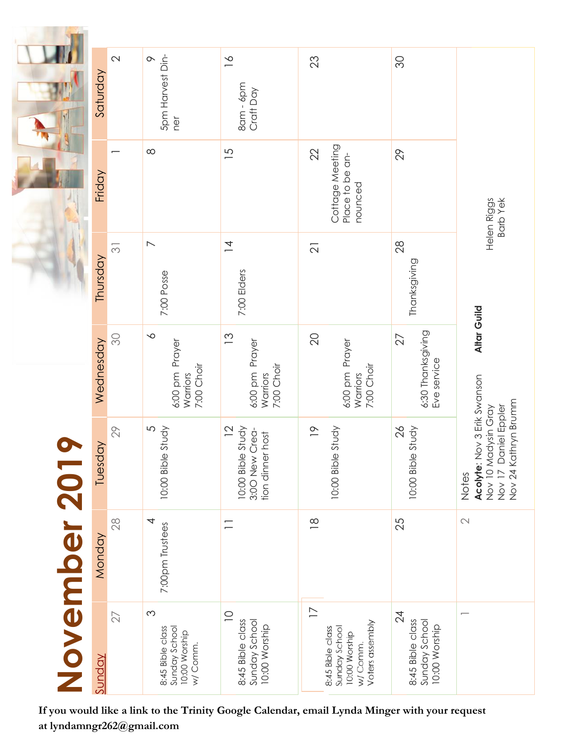# November 2019

| Sunday | Monday | Tuesday | Wednesday | Thursday | Friday | Saturday |
|---|---|---|---|---|---|---|
| 27 | 28 | 29 | 30 | 31 | 1 | 2 |
| 3<br>8:45 Bible class<br>Sunday School<br>10:00 Worship<br>w/ Comm. | 4<br>7:00pm Trustees | 5<br>10:00 Bible Study | 6<br>6:00 pm Prayer Warriors<br>7:00 Choir | 7<br>7:00 Posse | 8 | 9<br>5pm Harvest Dinner |
| 10<br>8:45 Bible class<br>Sunday School<br>10:00 Worship | 11 | 12<br>10:00 Bible Study<br>3:0O New Creation dinner host | 13<br>6:00 pm Prayer Warriors<br>7:00 Choir | 14<br>7:00 Elders | 15 | 16<br>8am - 6pm<br>Craft Day |
| 17<br>8:45 Bible class<br>Sunday School<br>10:00 Worship<br>w/ Comm.<br>Voters assembly | 18 | 19<br>10:00 Bible Study | 20<br>6:00 pm Prayer Warriors<br>7:00 Choir | 21 | 22<br>Cottage Meeting<br>Place to be announced | 23 |
| 24<br>8:45 Bible class<br>Sunday School<br>10:00 Worship | 25 | 26<br>10:00 Bible Study | 27<br>6:30 Thanksgiving Eve service | 28<br>Thanksgiving | 29 | 30 |
| 1 | 2 | | | | | |

Notes

**Acolyte**: Nov 3 Erik Swanson
Nov 10 Madysin Gray
Nov 17 Daniel Eppler
Nov 24 Kathryn Brumm

**Altar Guild**
Helen Riggs
Barb Yek

**If you would like a link to the Trinity Google Calendar, email Lynda Minger with your request at lyndamngr262@gmail.com**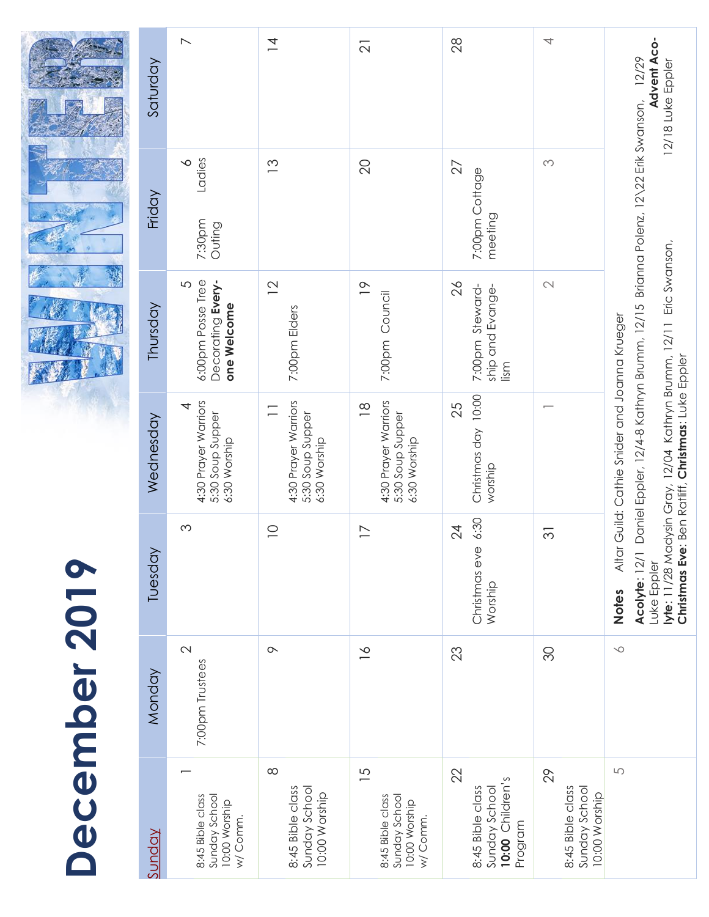# December 2019

WINTER

| Sunday | Monday | Tuesday | Wednesday | Thursday | Friday | Saturday |
|---|---|---|---|---|---|---|
| 1 8:45 Bible class Sunday School 10:00 Worship w/ Comm. | 2 7:00pm Trustees | 3 | 4 4:30 Prayer Warriors 5:30 Soup Supper 6:30 Worship | 5 6:00pm Posse Tree Decorating **Every-one Welcome** | 6 7:30pm Ladies Outing | 7 |
| 8 8:45 Bible class Sunday School 10:00 Worship | 9 | 10 | 11 4:30 Prayer Warriors 5:30 Soup Supper 6:30 Worship | 12 7:00pm Elders | 13 | 14 |
| 15 8:45 Bible class Sunday School 10:00 Worship w/ Comm. | 16 | 17 | 18 4:30 Prayer Warriors 5:30 Soup Supper 6:30 Worship | 19 7:00pm Council | 20 | 21 |
| 22 8:45 Bible class Sunday School **10:00** Children's Program | 23 | 24 Christmas eve 6:30 Worship | 25 Christmas day 10:00 worship | 26 7:00pm Steward-ship and Evange-lism | 27 7:00pm Cottage meeting | 28 |
| 29 8:45 Bible class Sunday School 10:00 Worship | 30 | 31 | 1 | 2 | 3 | 4 |
| 5 | 6 | | | | | |

**Notes** Altar Guild: Cathie Snider and Joanna Krueger

**Acolyte**: 12/1 Daniel Eppler, 12/4-8 Kathryn Brumm, 12/15 Brianna Polenz, 12\22 Erik Swanson, 12/29 Luke Eppler **Advent Aco-lyte**: 11/28 Madysin Gray, 12/04 Kathryn Brumm, 12/11 Eric Swanson, 12/18 Luke Eppler
**Christmas Eve**: Ben Ratliff, **Christmas**: Luke Eppler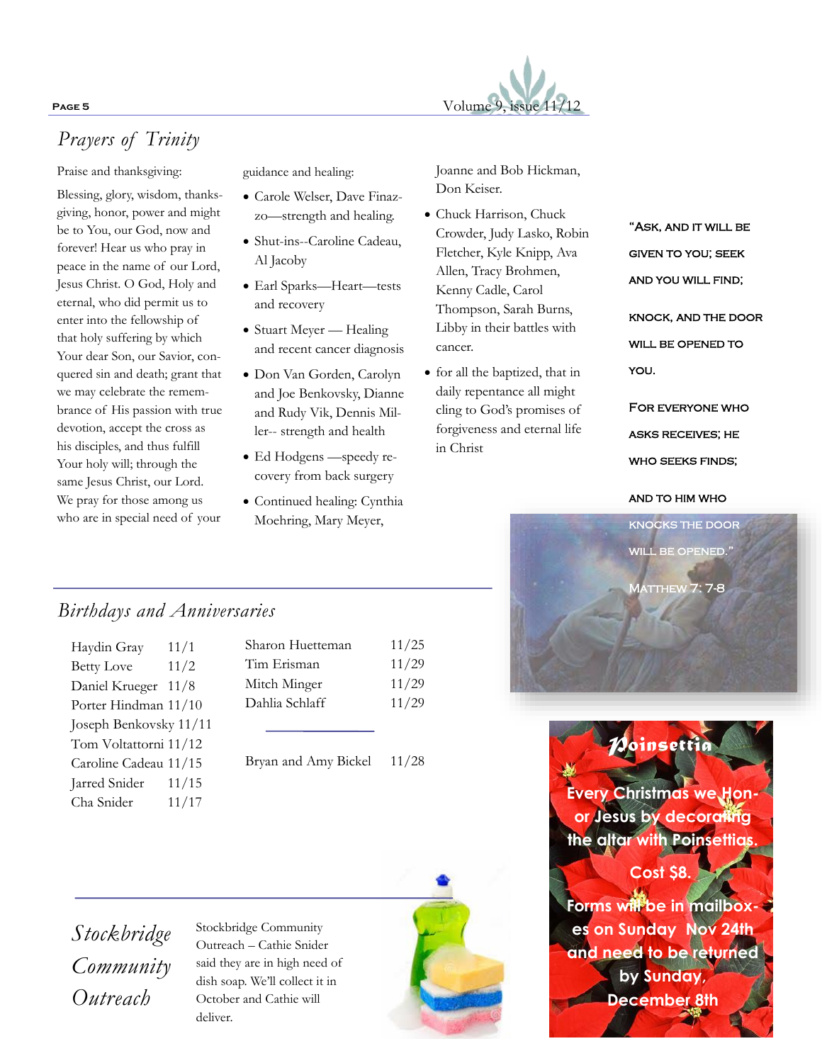## Prayers of Trinity

Praise and thanksgiving:

Blessing, glory, wisdom, thanksgiving, honor, power and might be to You, our God, now and forever! Hear us who pray in peace in the name of our Lord, Jesus Christ. O God, Holy and eternal, who did permit us to enter into the fellowship of that holy suffering by which Your dear Son, our Savior, conquered sin and death; grant that we may celebrate the remembrance of His passion with true devotion, accept the cross as his disciples, and thus fulfill Your holy will; through the same Jesus Christ, our Lord. We pray for those among us who are in special need of your guidance and healing:

- Carole Welser, Dave Finazzo—strength and healing.
- Shut-ins--Caroline Cadeau, Al Jacoby
- Earl Sparks—Heart—tests and recovery
- Stuart Meyer — Healing and recent cancer diagnosis
- Don Van Gorden, Carolyn and Joe Benkovsky, Dianne and Rudy Vik, Dennis Miller-- strength and health
- Ed Hodgens —speedy recovery from back surgery
- Continued healing: Cynthia Moehring, Mary Meyer, Joanne and Bob Hickman, Don Keiser.
- Chuck Harrison, Chuck Crowder, Judy Lasko, Robin Fletcher, Kyle Knipp, Ava Allen, Tracy Brohmen, Kenny Cadle, Carol Thompson, Sarah Burns, Libby in their battles with cancer.
- for all the baptized, that in daily repentance all might cling to God's promises of forgiveness and eternal life in Christ

"Ask, and it will be given to you; seek and you will find;

knock, and the door will be opened to you.

For everyone who asks receives; he who seeks finds;

and to him who knocks the door will be opened."

Matthew 7: 7-8

## Birthdays and Anniversaries

| Name | Date |
|---|---|
| Haydin Gray | 11/1 |
| Betty Love | 11/2 |
| Daniel Krueger | 11/8 |
| Porter Hindman | 11/10 |
| Joseph Benkovsky | 11/11 |
| Tom Voltattorni | 11/12 |
| Caroline Cadeau | 11/15 |
| Jarred Snider | 11/15 |
| Cha Snider | 11/17 |
| Sharon Huetteman | 11/25 |
| Tim Erisman | 11/29 |
| Mitch Minger | 11/29 |
| Dahlia Schlaff | 11/29 |

| Anniversary | Date |
|---|---|
| Bryan and Amy Bickel | 11/28 |

## Poinsettia

Every Christmas we Honor Jesus by decorating the altar with Poinsettias.

Cost $8.

Forms will be in mailboxes on Sunday Nov 24th and need to be returned by Sunday, December 8th

## Stockbridge Community Outreach

Stockbridge Community Outreach – Cathie Snider said they are in high need of dish soap. We'll collect it in October and Cathie will deliver.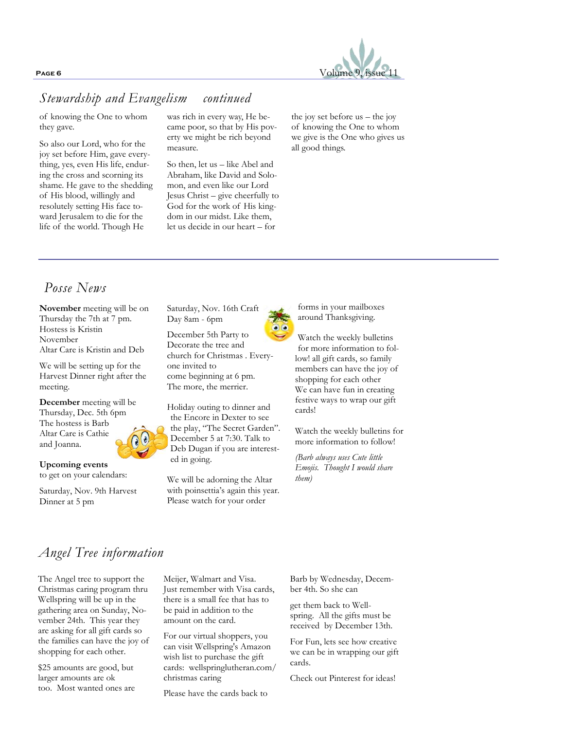## *Stewardship and Evangelism continued*

of knowing the One to whom they gave.

So also our Lord, who for the joy set before Him, gave everything, yes, even His life, enduring the cross and scorning its shame. He gave to the shedding of His blood, willingly and resolutely setting His face toward Jerusalem to die for the life of the world. Though He was rich in every way, He became poor, so that by His poverty we might be rich beyond measure.

So then, let us – like Abel and Abraham, like David and Solomon, and even like our Lord Jesus Christ – give cheerfully to God for the work of His kingdom in our midst. Like them, let us decide in our heart – for the joy set before us – the joy of knowing the One to whom we give is the One who gives us all good things.

---

## *Posse News*

**November** meeting will be on Thursday the 7th at 7 pm.
Hostess is Kristin
November
Altar Care is Kristin and Deb

We will be setting up for the Harvest Dinner right after the meeting.

**December** meeting will be Thursday, Dec. 5th 6pm
The hostess is Barb
Altar Care is Cathie and Joanna.

**Upcoming events** to get on your calendars:

Saturday, Nov. 9th Harvest Dinner at 5 pm

Saturday, Nov. 16th Craft Day 8am - 6pm

December 5th Party to Decorate the tree and church for Christmas . Everyone invited to come beginning at 6 pm. The more, the merrier.

Holiday outing to dinner and the Encore in Dexter to see the play, "The Secret Garden". December 5 at 7:30. Talk to Deb Dugan if you are interested in going.

We will be adorning the Altar with poinsettia's again this year. Please watch for your order forms in your mailboxes around Thanksgiving.

Watch the weekly bulletins for more information to follow! all gift cards, so family members can have the joy of shopping for each other
We can have fun in creating festive ways to wrap our gift cards!

Watch the weekly bulletins for more information to follow!

*(Barb always uses Cute little Emojis. Thought I would share them)*

## *Angel Tree information*

The Angel tree to support the Christmas caring program thru Wellspring will be up in the gathering area on Sunday, November 24th. This year they are asking for all gift cards so the families can have the joy of shopping for each other.

$25 amounts are good, but larger amounts are ok too. Most wanted ones are Meijer, Walmart and Visa. Just remember with Visa cards, there is a small fee that has to be paid in addition to the amount on the card.

For our virtual shoppers, you can visit Wellspring's Amazon wish list to purchase the gift cards: wellspringlutheran.com/christmas caring

Please have the cards back to Barb by Wednesday, December 4th. So she can

get them back to Wellspring. All the gifts must be received by December 13th.

For Fun, lets see how creative we can be in wrapping our gift cards.

Check out Pinterest for ideas!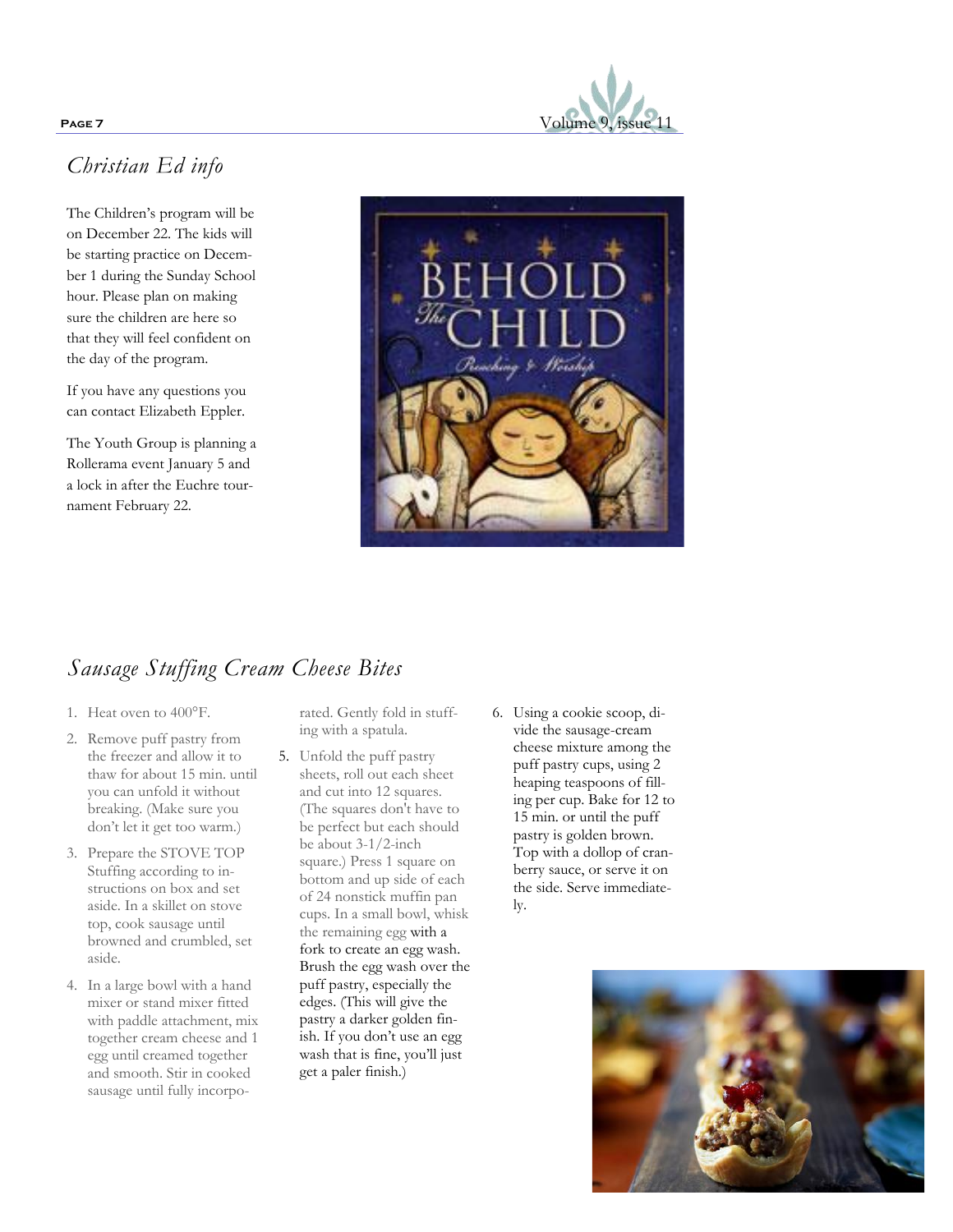## *Christian Ed info*

The Children's program will be on December 22. The kids will be starting practice on December 1 during the Sunday School hour. Please plan on making sure the children are here so that they will feel confident on the day of the program.

If you have any questions you can contact Elizabeth Eppler.

The Youth Group is planning a Rollerama event January 5 and a lock in after the Euchre tournament February 22.

## *Sausage Stuffing Cream Cheese Bites*

1. Heat oven to 400°F.
2. Remove puff pastry from the freezer and allow it to thaw for about 15 min. until you can unfold it without breaking. (Make sure you don't let it get too warm.)
3. Prepare the STOVE TOP Stuffing according to instructions on box and set aside. In a skillet on stove top, cook sausage until browned and crumbled, set aside.
4. In a large bowl with a hand mixer or stand mixer fitted with paddle attachment, mix together cream cheese and 1 egg until creamed together and smooth. Stir in cooked sausage until fully incorporated. Gently fold in stuffing with a spatula.
5. Unfold the puff pastry sheets, roll out each sheet and cut into 12 squares. (The squares don't have to be perfect but each should be about 3-1/2-inch square.) Press 1 square on bottom and up side of each of 24 nonstick muffin pan cups. In a small bowl, whisk the remaining egg with a fork to create an egg wash. Brush the egg wash over the puff pastry, especially the edges. (This will give the pastry a darker golden finish. If you don't use an egg wash that is fine, you'll just get a paler finish.)
6. Using a cookie scoop, divide the sausage-cream cheese mixture among the puff pastry cups, using 2 heaping teaspoons of filling per cup. Bake for 12 to 15 min. or until the puff pastry is golden brown. Top with a dollop of cranberry sauce, or serve it on the side. Serve immediately.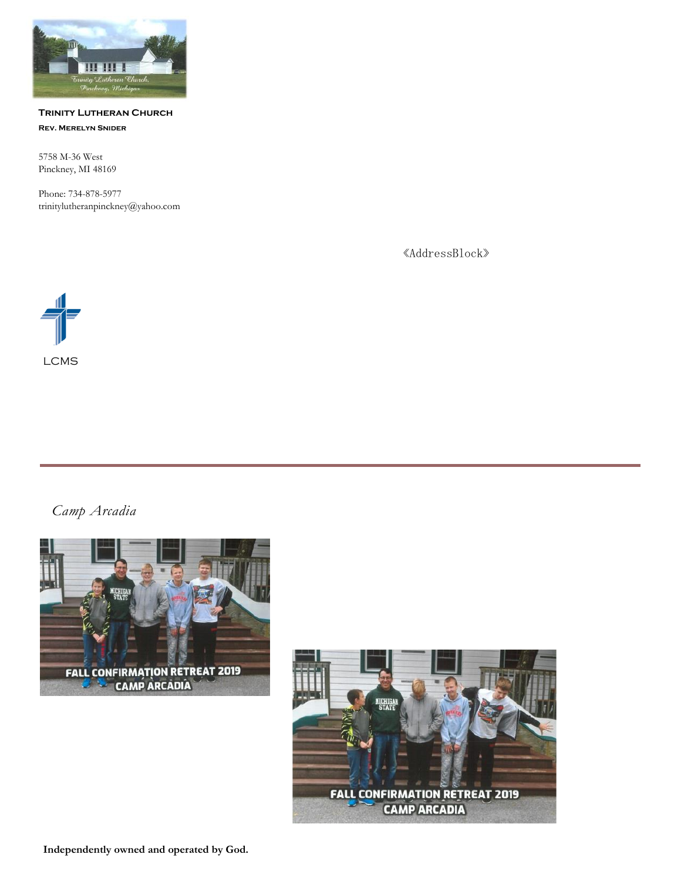**Trinity Lutheran Church**

**Rev. Merelyn Snider**

5758 M-36 West
Pinckney, MI 48169

Phone: 734-878-5977
trinitylutheranpinckney@yahoo.com

《AddressBlock》

LCMS

*Camp Arcadia*

**Independently owned and operated by God.**